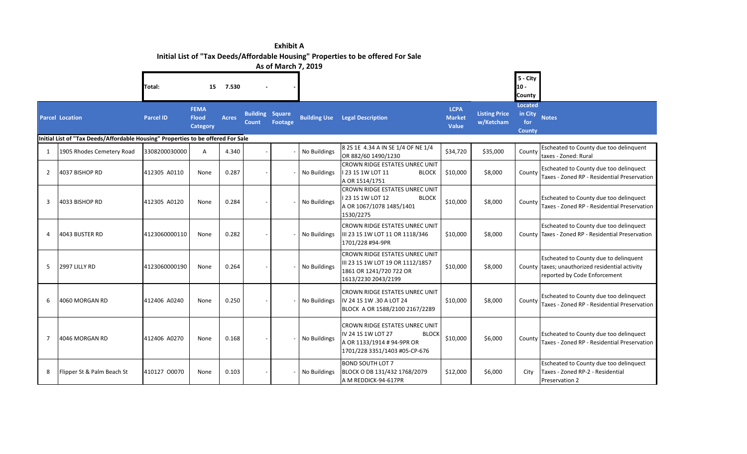**Exhibit A**

**Initial List of "Tax Deeds/Affordable Housing" Properties to be offered For Sale**

**As of March 7, 2019**

| | | Total: | 15 | 7.530 | - | - | | | | | 5 - City 10 - County | |
|---|---|---|---|---|---|---|---|---|---|---|---|---|
| **Parcel** | **Location** | **Parcel ID** | **FEMA Flood Category** | **Acres** | **Building Count** | **Square Footage** | **Building Use** | **Legal Description** | **LCPA Market Value** | **Listing Price w/Ketcham** | **Located in City for County** | **Notes** |
| **Initial List of "Tax Deeds/Affordable Housing" Properties to be offered For Sale** | | | | | | | | | | | | |
| 1 | 1905 Rhodes Cemetery Road | 3308200030000 | A | 4.340 | - | - | No Buildings | 8 2S 1E 4.34 A IN SE 1/4 OF NE 1/4 OR 882/60 1490/1230 | $34,720 | $35,000 | County | Escheated to County due too delinquent taxes - Zoned: Rural |
| 2 | 4037 BISHOP RD | 412305 A0110 | None | 0.287 | - | - | No Buildings | CROWN RIDGE ESTATES UNREC UNIT I 23 1S 1W LOT 11 BLOCK A OR 1514/1751 | $10,000 | $8,000 | County | Escheated to County due too delinquent Taxes - Zoned RP - Residential Preservation |
| 3 | 4033 BISHOP RD | 412305 A0120 | None | 0.284 | - | - | No Buildings | CROWN RIDGE ESTATES UNREC UNIT I 23 1S 1W LOT 12 BLOCK A OR 1067/1078 1485/1401 1530/2275 | $10,000 | $8,000 | County | Escheated to County due too delinquent Taxes - Zoned RP - Residential Preservation |
| 4 | 4043 BUSTER RD | 4123060000110 | None | 0.282 | - | - | No Buildings | CROWN RIDGE ESTATES UNREC UNIT III 23 1S 1W LOT 11 OR 1118/346 1701/228 #94-9PR | $10,000 | $8,000 | County | Escheated to County due too delinquent Taxes - Zoned RP - Residential Preservation |
| 5 | 2997 LILLY RD | 4123060000190 | None | 0.264 | - | - | No Buildings | CROWN RIDGE ESTATES UNREC UNIT III 23 1S 1W LOT 19 OR 1112/1857 1861 OR 1241/720 722 OR 1613/2230 2043/2199 | $10,000 | $8,000 | County | Escheated to County due to delinquent taxes; unauthorized residential activity reported by Code Enforcement |
| 6 | 4060 MORGAN RD | 412406 A0240 | None | 0.250 | - | - | No Buildings | CROWN RIDGE ESTATES UNREC UNIT IV 24 1S 1W .30 A LOT 24 BLOCK A OR 1588/2100 2167/2289 | $10,000 | $8,000 | County | Escheated to County due too delinquent Taxes - Zoned RP - Residential Preservation |
| 7 | 4046 MORGAN RD | 412406 A0270 | None | 0.168 | - | - | No Buildings | CROWN RIDGE ESTATES UNREC UNIT IV 24 1S 1W LOT 27 BLOCK A OR 1133/1914 # 94-9PR OR 1701/228 3351/1403 #05-CP-676 | $10,000 | $6,000 | County | Escheated to County due too delinquent Taxes - Zoned RP - Residential Preservation |
| 8 | Flipper St & Palm Beach St | 410127 O0070 | None | 0.103 | - | - | No Buildings | BOND SOUTH LOT 7 BLOCK O DB 131/432 1768/2079 A M REDDICK-94-617PR | $12,000 | $6,000 | City | Escheated to County due too delinquent Taxes - Zoned RP-2 - Residential Preservation 2 |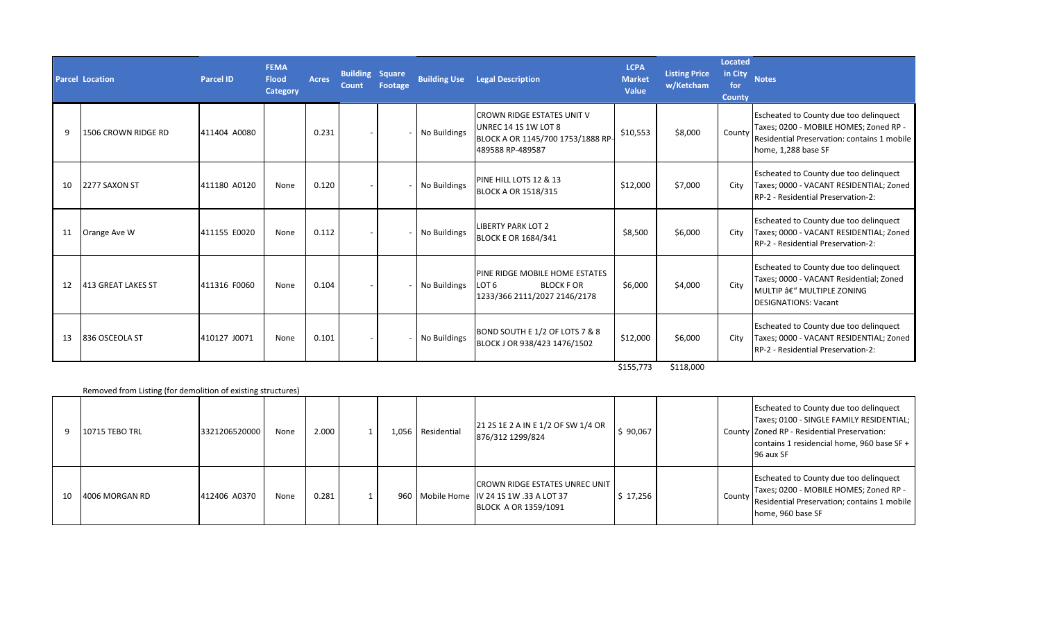| | Parcel Location | Parcel ID | FEMA Flood Category | Acres | Building Count | Square Footage | Building Use | Legal Description | LCPA Market Value | Listing Price w/Ketcham | Located in City for County | Notes |
|---|---|---|---|---|---|---|---|---|---|---|---|---|
| 9 | 1506 CROWN RIDGE RD | 411404 A0080 | | 0.231 | - | - | No Buildings | CROWN RIDGE ESTATES UNIT V UNREC 14 1S 1W LOT 8 BLOCK A OR 1145/700 1753/1888 RP-489588 RP-489587 | $10,553 | $8,000 | County | Escheated to County due too delinquect Taxes; 0200 - MOBILE HOMES; Zoned RP - Residential Preservation: contains 1 mobile home, 1,288 base SF |
| 10 | 2277 SAXON ST | 411180 A0120 | None | 0.120 | - | - | No Buildings | PINE HILL LOTS 12 & 13 BLOCK A OR 1518/315 | $12,000 | $7,000 | City | Escheated to County due too delinquect Taxes; 0000 - VACANT RESIDENTIAL; Zoned RP-2 - Residential Preservation-2: |
| 11 | Orange Ave W | 411155 E0020 | None | 0.112 | - | - | No Buildings | LIBERTY PARK LOT 2 BLOCK E OR 1684/341 | $8,500 | $6,000 | City | Escheated to County due too delinquect Taxes; 0000 - VACANT RESIDENTIAL; Zoned RP-2 - Residential Preservation-2: |
| 12 | 413 GREAT LAKES ST | 411316 F0060 | None | 0.104 | - | - | No Buildings | PINE RIDGE MOBILE HOME ESTATES LOT 6 BLOCK F OR 1233/366 2111/2027 2146/2178 | $6,000 | $4,000 | City | Escheated to County due too delinquect Taxes; 0000 - VACANT Residential; Zoned MULTIP â€" MULTIPLE ZONING DESIGNATIONS: Vacant |
| 13 | 836 OSCEOLA ST | 410127 J0071 | None | 0.101 | - | - | No Buildings | BOND SOUTH E 1/2 OF LOTS 7 & 8 BLOCK J OR 938/423 1476/1502 | $12,000 | $6,000 | City | Escheated to County due too delinquect Taxes; 0000 - VACANT RESIDENTIAL; Zoned RP-2 - Residential Preservation-2: |
| | | | | | | | | | $155,773 | $118,000 | | |

Removed from Listing (for demolition of existing structures)

| | | | | | | | | | | | | |
|---|---|---|---|---|---|---|---|---|---|---|---|---|
| 9 | 10715 TEBO TRL | 3321206520000 | None | 2.000 | 1 | 1,056 | Residential | 21 2S 1E 2 A IN E 1/2 OF SW 1/4 OR 876/312 1299/824 | $ 90,067 | | County | Escheated to County due too delinquect Taxes; 0100 - SINGLE FAMILY RESIDENTIAL; Zoned RP - Residential Preservation: contains 1 residencial home, 960 base SF + 96 aux SF |
| 10 | 4006 MORGAN RD | 412406 A0370 | None | 0.281 | 1 | 960 | Mobile Home | CROWN RIDGE ESTATES UNREC UNIT IV 24 1S 1W .33 A LOT 37 BLOCK A OR 1359/1091 | $ 17,256 | | County | Escheated to County due too delinquect Taxes; 0200 - MOBILE HOMES; Zoned RP - Residential Preservation; contains 1 mobile home, 960 base SF |